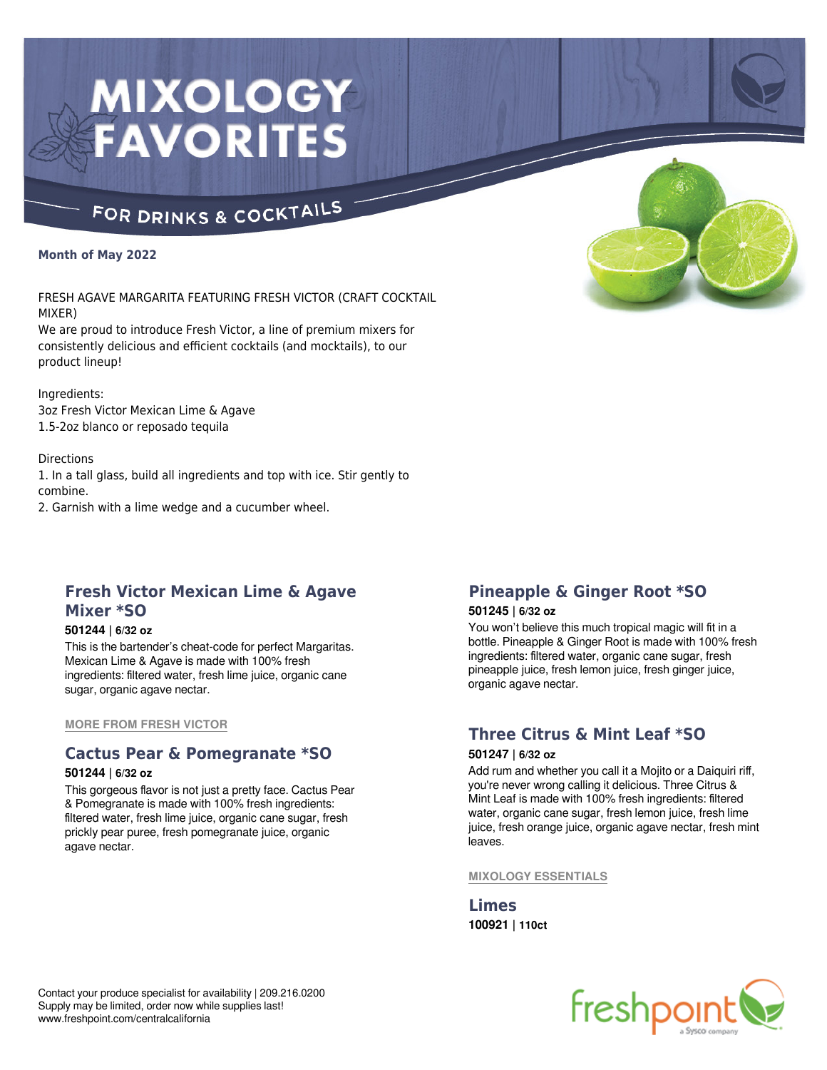# MIXOLOGY FAVORITES

## FOR DRINKS & COCKTAILS

**Month of May 2022**

FRESH AGAVE MARGARITA FEATURING FRESH VICTOR (CRAFT COCKTAIL MIXER)

We are proud to introduce Fresh Victor, a line of premium mixers for consistently delicious and efficient cocktails (and mocktails), to our product lineup!

Ingredients:
3oz Fresh Victor Mexican Lime & Agave
1.5-2oz blanco or reposado tequila

Directions
1. In a tall glass, build all ingredients and top with ice. Stir gently to combine.
2. Garnish with a lime wedge and a cucumber wheel.

### Fresh Victor Mexican Lime & Agave Mixer *SO

**501244 | 6/32 oz**

This is the bartender's cheat-code for perfect Margaritas. Mexican Lime & Agave is made with 100% fresh ingredients: filtered water, fresh lime juice, organic cane sugar, organic agave nectar.

**MORE FROM FRESH VICTOR**

### Cactus Pear & Pomegranate *SO

**501244 | 6/32 oz**

This gorgeous flavor is not just a pretty face. Cactus Pear & Pomegranate is made with 100% fresh ingredients: filtered water, fresh lime juice, organic cane sugar, fresh prickly pear puree, fresh pomegranate juice, organic agave nectar.

### Pineapple & Ginger Root *SO

**501245 | 6/32 oz**

You won't believe this much tropical magic will fit in a bottle. Pineapple & Ginger Root is made with 100% fresh ingredients: filtered water, organic cane sugar, fresh pineapple juice, fresh lemon juice, fresh ginger juice, organic agave nectar.

### Three Citrus & Mint Leaf *SO

**501247 | 6/32 oz**

Add rum and whether you call it a Mojito or a Daiquiri riff, you're never wrong calling it delicious. Three Citrus & Mint Leaf is made with 100% fresh ingredients: filtered water, organic cane sugar, fresh lemon juice, fresh lime juice, fresh orange juice, organic agave nectar, fresh mint leaves.

**MIXOLOGY ESSENTIALS**

### Limes

**100921 | 110ct**

Contact your produce specialist for availability | 209.216.0200
Supply may be limited, order now while supplies last!
www.freshpoint.com/centralcalifornia

freshpoint a Sysco company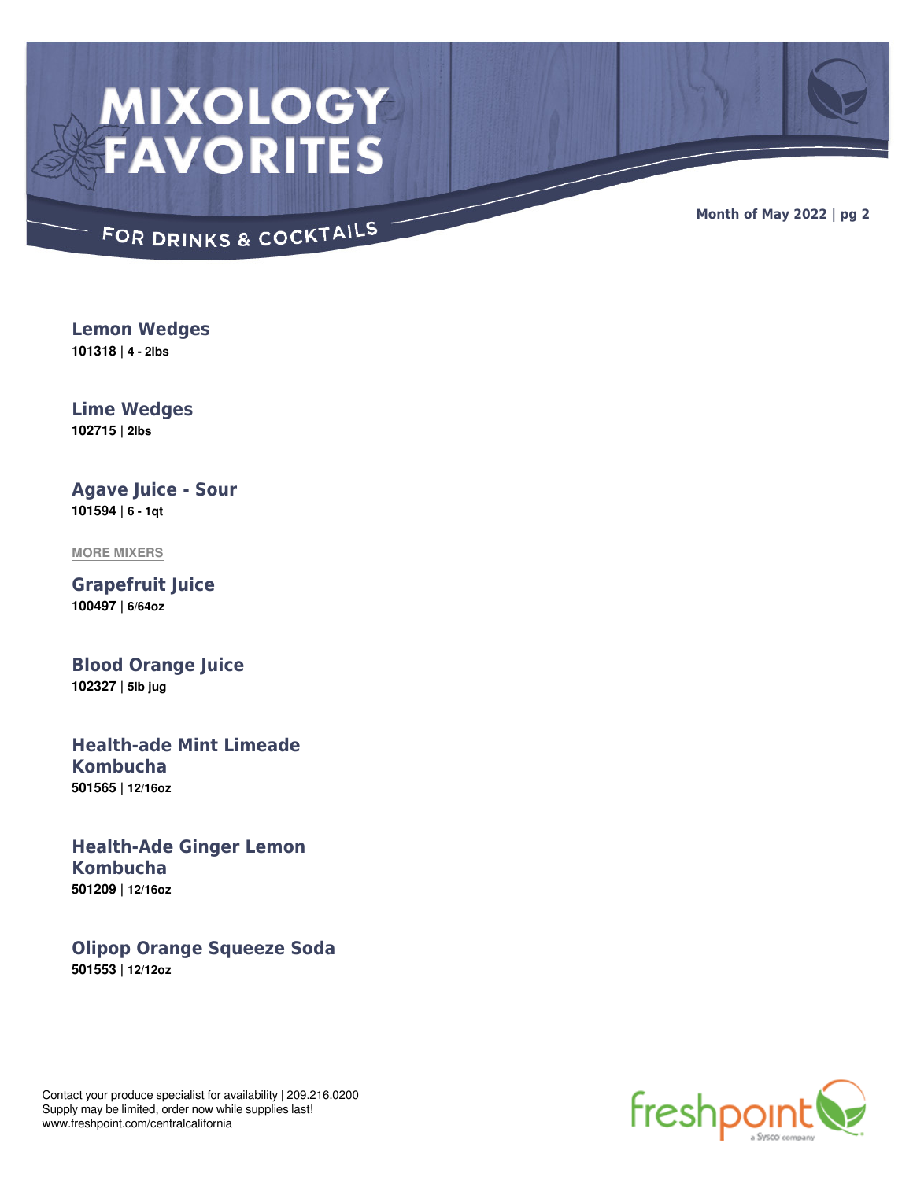# MIXOLOGY FAVORITES

FOR DRINKS & COCKTAILS

**Month of May 2022 | pg 2**

### Lemon Wedges
**101318 | 4 - 2lbs**

### Lime Wedges
**102715 | 2lbs**

### Agave Juice - Sour
**101594 | 6 - 1qt**

**MORE MIXERS**

### Grapefruit Juice
**100497 | 6/64oz**

### Blood Orange Juice
**102327 | 5lb jug**

### Health-ade Mint Limeade Kombucha
**501565 | 12/16oz**

### Health-Ade Ginger Lemon Kombucha
**501209 | 12/16oz**

### Olipop Orange Squeeze Soda
**501553 | 12/12oz**

Contact your produce specialist for availability | 209.216.0200
Supply may be limited, order now while supplies last!
www.freshpoint.com/centralcalifornia

freshpoint a Sysco company